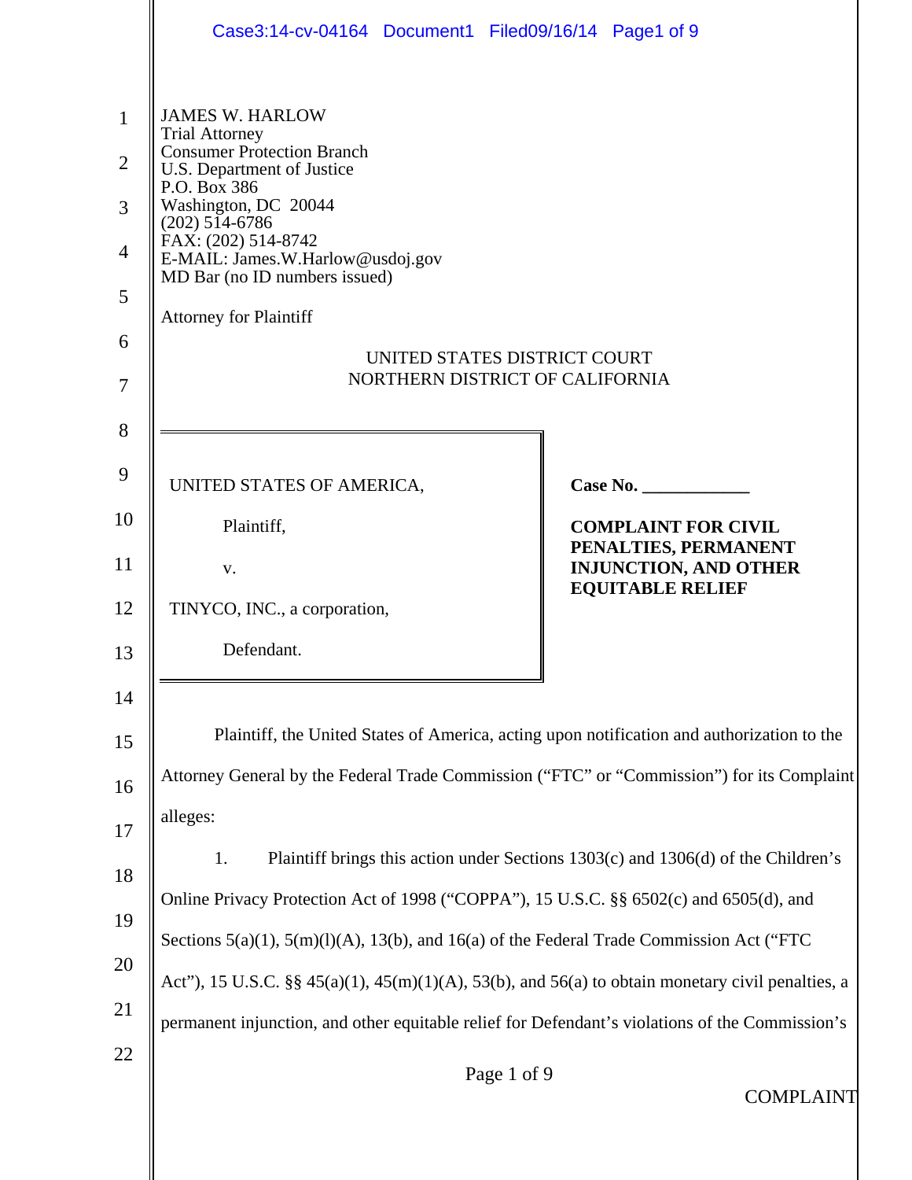JAMES W. HARLOW
Trial Attorney
Consumer Protection Branch
U.S. Department of Justice
P.O. Box 386
Washington, DC 20044
(202) 514-6786
FAX: (202) 514-8742
E-MAIL: James.W.Harlow@usdoj.gov
MD Bar (no ID numbers issued)

Attorney for Plaintiff

UNITED STATES DISTRICT COURT
NORTHERN DISTRICT OF CALIFORNIA

| | |
|---|---|
| UNITED STATES OF AMERICA,<br><br>Plaintiff,<br><br>v.<br><br>TINYCO, INC., a corporation,<br><br>Defendant. | **Case No. \_\_\_\_\_\_\_\_\_\_\_\_**<br><br>**COMPLAINT FOR CIVIL PENALTIES, PERMANENT INJUNCTION, AND OTHER EQUITABLE RELIEF** |

Plaintiff, the United States of America, acting upon notification and authorization to the Attorney General by the Federal Trade Commission ("FTC" or "Commission") for its Complaint alleges:

1. Plaintiff brings this action under Sections 1303(c) and 1306(d) of the Children's Online Privacy Protection Act of 1998 ("COPPA"), 15 U.S.C. §§ 6502(c) and 6505(d), and Sections 5(a)(1), 5(m)(l)(A), 13(b), and 16(a) of the Federal Trade Commission Act ("FTC Act"), 15 U.S.C. §§ 45(a)(1), 45(m)(1)(A), 53(b), and 56(a) to obtain monetary civil penalties, a permanent injunction, and other equitable relief for Defendant's violations of the Commission's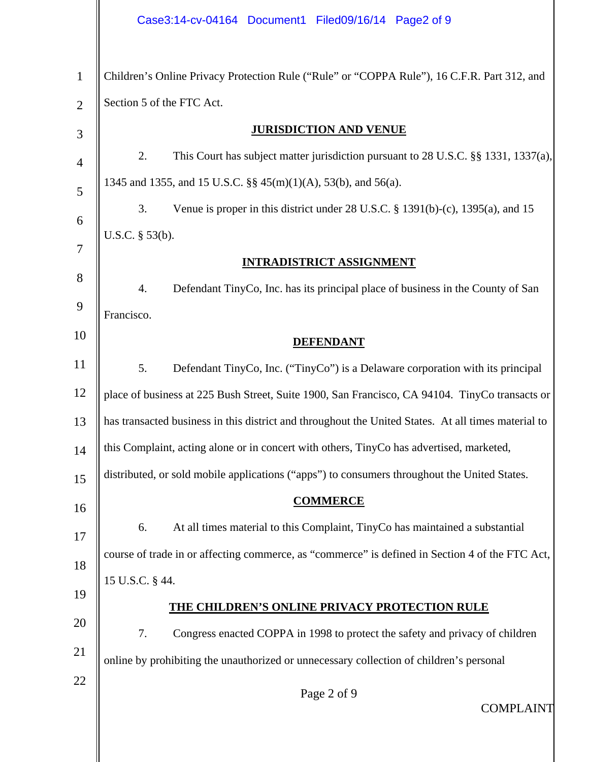Children's Online Privacy Protection Rule ("Rule" or "COPPA Rule"), 16 C.F.R. Part 312, and Section 5 of the FTC Act.

## JURISDICTION AND VENUE

2. This Court has subject matter jurisdiction pursuant to 28 U.S.C. §§ 1331, 1337(a), 1345 and 1355, and 15 U.S.C. §§ 45(m)(1)(A), 53(b), and 56(a).

3. Venue is proper in this district under 28 U.S.C. § 1391(b)-(c), 1395(a), and 15 U.S.C. § 53(b).

## INTRADISTRICT ASSIGNMENT

4. Defendant TinyCo, Inc. has its principal place of business in the County of San Francisco.

## DEFENDANT

5. Defendant TinyCo, Inc. ("TinyCo") is a Delaware corporation with its principal place of business at 225 Bush Street, Suite 1900, San Francisco, CA 94104. TinyCo transacts or has transacted business in this district and throughout the United States. At all times material to this Complaint, acting alone or in concert with others, TinyCo has advertised, marketed, distributed, or sold mobile applications ("apps") to consumers throughout the United States.

## COMMERCE

6. At all times material to this Complaint, TinyCo has maintained a substantial course of trade in or affecting commerce, as "commerce" is defined in Section 4 of the FTC Act, 15 U.S.C. § 44.

## THE CHILDREN'S ONLINE PRIVACY PROTECTION RULE

7. Congress enacted COPPA in 1998 to protect the safety and privacy of children online by prohibiting the unauthorized or unnecessary collection of children's personal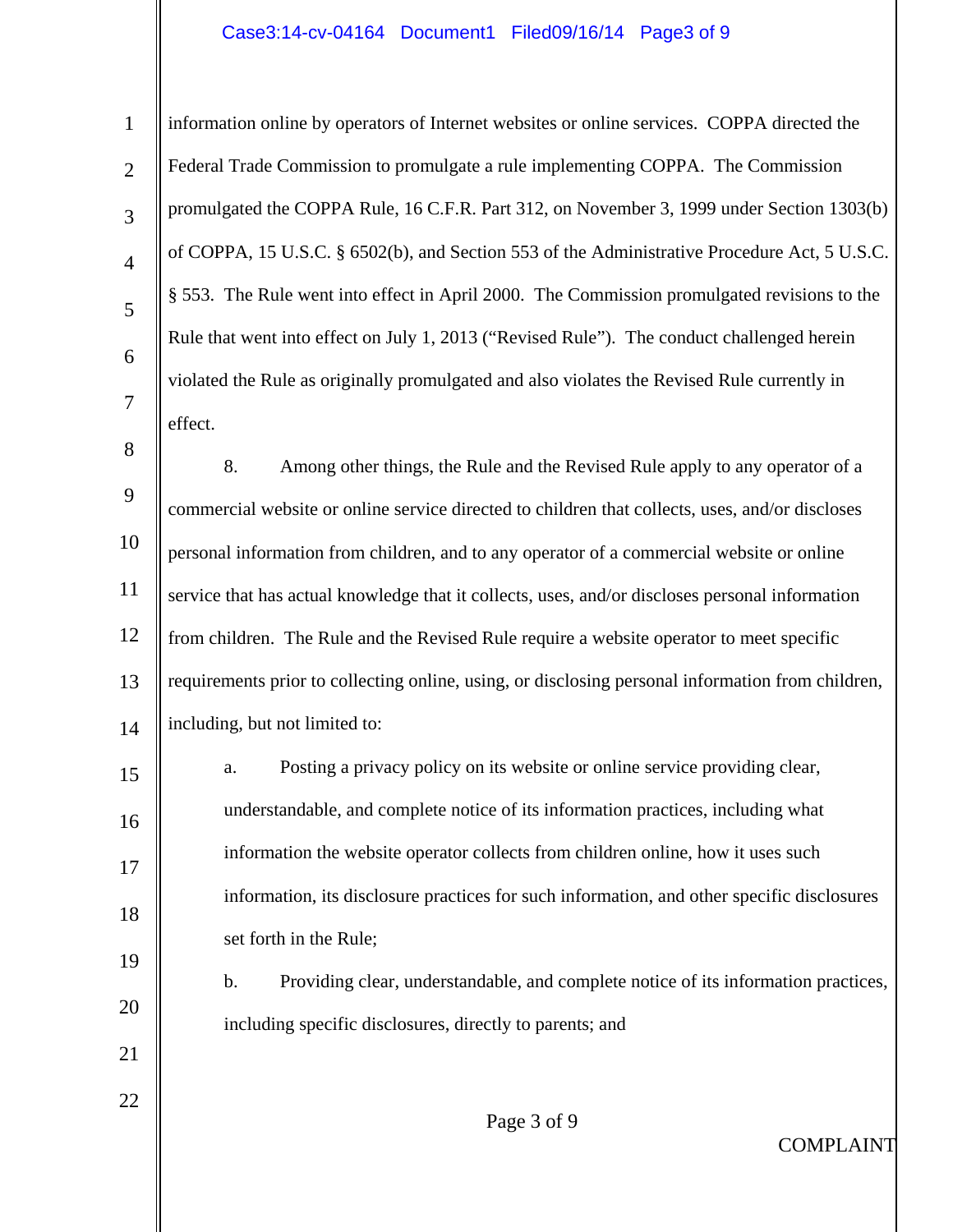information online by operators of Internet websites or online services. COPPA directed the Federal Trade Commission to promulgate a rule implementing COPPA. The Commission promulgated the COPPA Rule, 16 C.F.R. Part 312, on November 3, 1999 under Section 1303(b) of COPPA, 15 U.S.C. § 6502(b), and Section 553 of the Administrative Procedure Act, 5 U.S.C. § 553. The Rule went into effect in April 2000. The Commission promulgated revisions to the Rule that went into effect on July 1, 2013 ("Revised Rule"). The conduct challenged herein violated the Rule as originally promulgated and also violates the Revised Rule currently in effect.

8. Among other things, the Rule and the Revised Rule apply to any operator of a commercial website or online service directed to children that collects, uses, and/or discloses personal information from children, and to any operator of a commercial website or online service that has actual knowledge that it collects, uses, and/or discloses personal information from children. The Rule and the Revised Rule require a website operator to meet specific requirements prior to collecting online, using, or disclosing personal information from children, including, but not limited to:

a. Posting a privacy policy on its website or online service providing clear, understandable, and complete notice of its information practices, including what information the website operator collects from children online, how it uses such information, its disclosure practices for such information, and other specific disclosures set forth in the Rule;

b. Providing clear, understandable, and complete notice of its information practices, including specific disclosures, directly to parents; and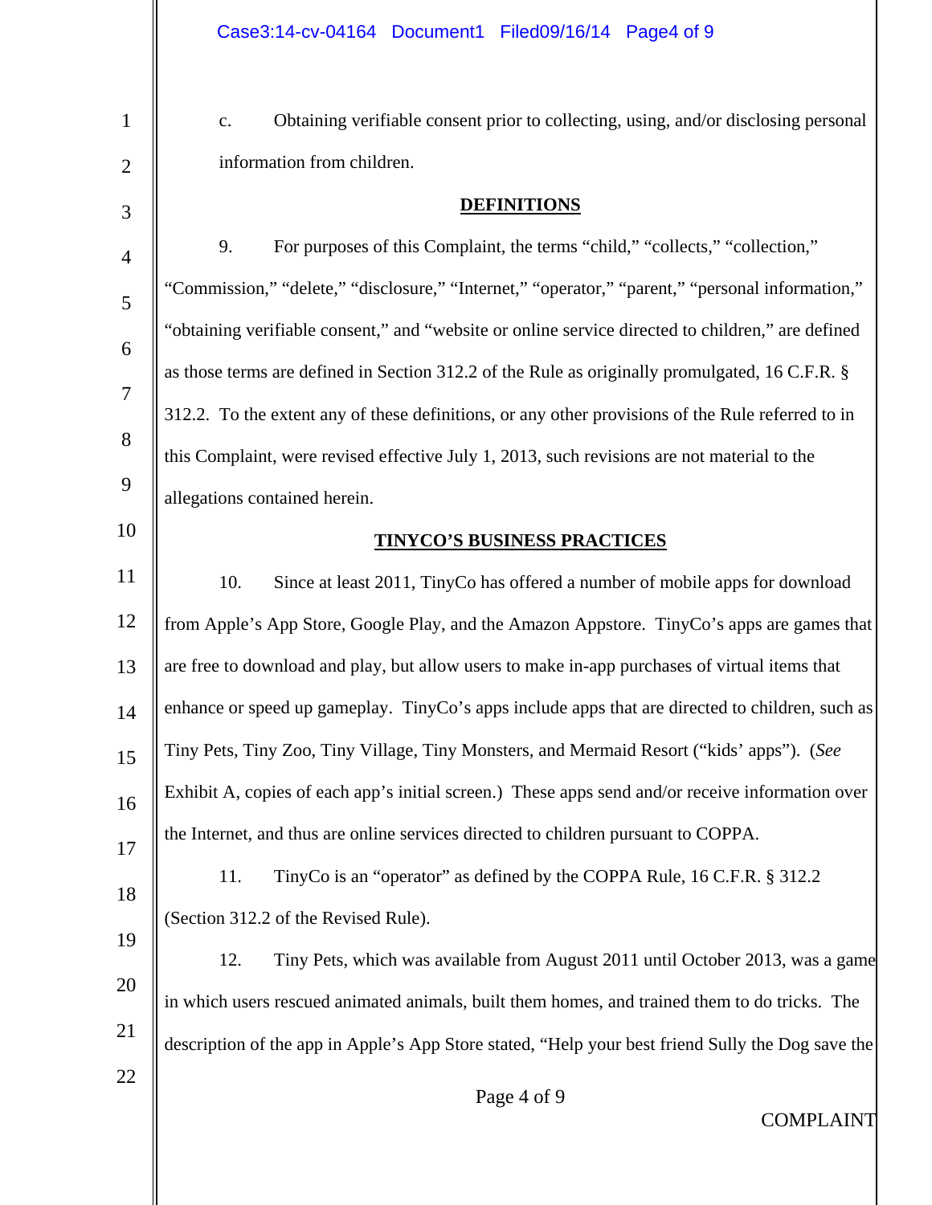c. Obtaining verifiable consent prior to collecting, using, and/or disclosing personal information from children.

## DEFINITIONS

9. For purposes of this Complaint, the terms "child," "collects," "collection," "Commission," "delete," "disclosure," "Internet," "operator," "parent," "personal information," "obtaining verifiable consent," and "website or online service directed to children," are defined as those terms are defined in Section 312.2 of the Rule as originally promulgated, 16 C.F.R. § 312.2. To the extent any of these definitions, or any other provisions of the Rule referred to in this Complaint, were revised effective July 1, 2013, such revisions are not material to the allegations contained herein.

## TINYCO'S BUSINESS PRACTICES

10. Since at least 2011, TinyCo has offered a number of mobile apps for download from Apple's App Store, Google Play, and the Amazon Appstore. TinyCo's apps are games that are free to download and play, but allow users to make in-app purchases of virtual items that enhance or speed up gameplay. TinyCo's apps include apps that are directed to children, such as Tiny Pets, Tiny Zoo, Tiny Village, Tiny Monsters, and Mermaid Resort ("kids' apps"). (*See* Exhibit A, copies of each app's initial screen.) These apps send and/or receive information over the Internet, and thus are online services directed to children pursuant to COPPA.

11. TinyCo is an "operator" as defined by the COPPA Rule, 16 C.F.R. § 312.2 (Section 312.2 of the Revised Rule).

12. Tiny Pets, which was available from August 2011 until October 2013, was a game in which users rescued animated animals, built them homes, and trained them to do tricks. The description of the app in Apple's App Store stated, "Help your best friend Sully the Dog save the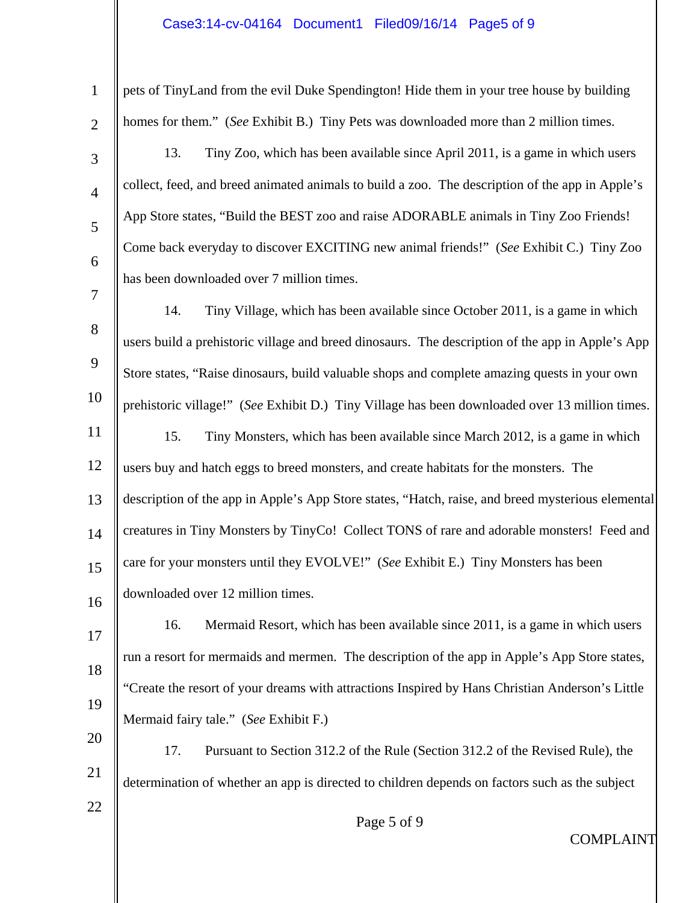pets of TinyLand from the evil Duke Spendington! Hide them in your tree house by building homes for them." (*See* Exhibit B.) Tiny Pets was downloaded more than 2 million times.

13. Tiny Zoo, which has been available since April 2011, is a game in which users collect, feed, and breed animated animals to build a zoo. The description of the app in Apple's App Store states, "Build the BEST zoo and raise ADORABLE animals in Tiny Zoo Friends! Come back everyday to discover EXCITING new animal friends!" (*See* Exhibit C.) Tiny Zoo has been downloaded over 7 million times.

14. Tiny Village, which has been available since October 2011, is a game in which users build a prehistoric village and breed dinosaurs. The description of the app in Apple's App Store states, "Raise dinosaurs, build valuable shops and complete amazing quests in your own prehistoric village!" (*See* Exhibit D.) Tiny Village has been downloaded over 13 million times.

15. Tiny Monsters, which has been available since March 2012, is a game in which users buy and hatch eggs to breed monsters, and create habitats for the monsters. The description of the app in Apple's App Store states, "Hatch, raise, and breed mysterious elemental creatures in Tiny Monsters by TinyCo! Collect TONS of rare and adorable monsters! Feed and care for your monsters until they EVOLVE!" (*See* Exhibit E.) Tiny Monsters has been downloaded over 12 million times.

16. Mermaid Resort, which has been available since 2011, is a game in which users run a resort for mermaids and mermen. The description of the app in Apple's App Store states, "Create the resort of your dreams with attractions Inspired by Hans Christian Anderson's Little Mermaid fairy tale." (*See* Exhibit F.)

17. Pursuant to Section 312.2 of the Rule (Section 312.2 of the Revised Rule), the determination of whether an app is directed to children depends on factors such as the subject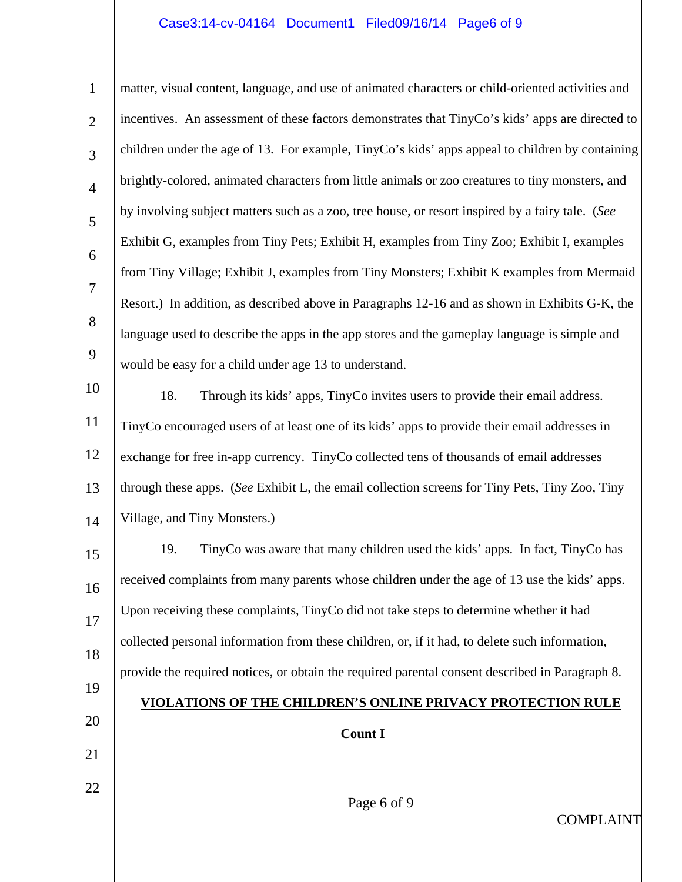matter, visual content, language, and use of animated characters or child-oriented activities and incentives. An assessment of these factors demonstrates that TinyCo's kids' apps are directed to children under the age of 13. For example, TinyCo's kids' apps appeal to children by containing brightly-colored, animated characters from little animals or zoo creatures to tiny monsters, and by involving subject matters such as a zoo, tree house, or resort inspired by a fairy tale. (*See* Exhibit G, examples from Tiny Pets; Exhibit H, examples from Tiny Zoo; Exhibit I, examples from Tiny Village; Exhibit J, examples from Tiny Monsters; Exhibit K examples from Mermaid Resort.) In addition, as described above in Paragraphs 12-16 and as shown in Exhibits G-K, the language used to describe the apps in the app stores and the gameplay language is simple and would be easy for a child under age 13 to understand.

18. Through its kids' apps, TinyCo invites users to provide their email address. TinyCo encouraged users of at least one of its kids' apps to provide their email addresses in exchange for free in-app currency. TinyCo collected tens of thousands of email addresses through these apps. (*See* Exhibit L, the email collection screens for Tiny Pets, Tiny Zoo, Tiny Village, and Tiny Monsters.)

19. TinyCo was aware that many children used the kids' apps. In fact, TinyCo has received complaints from many parents whose children under the age of 13 use the kids' apps. Upon receiving these complaints, TinyCo did not take steps to determine whether it had collected personal information from these children, or, if it had, to delete such information, provide the required notices, or obtain the required parental consent described in Paragraph 8.

## VIOLATIONS OF THE CHILDREN'S ONLINE PRIVACY PROTECTION RULE

### Count I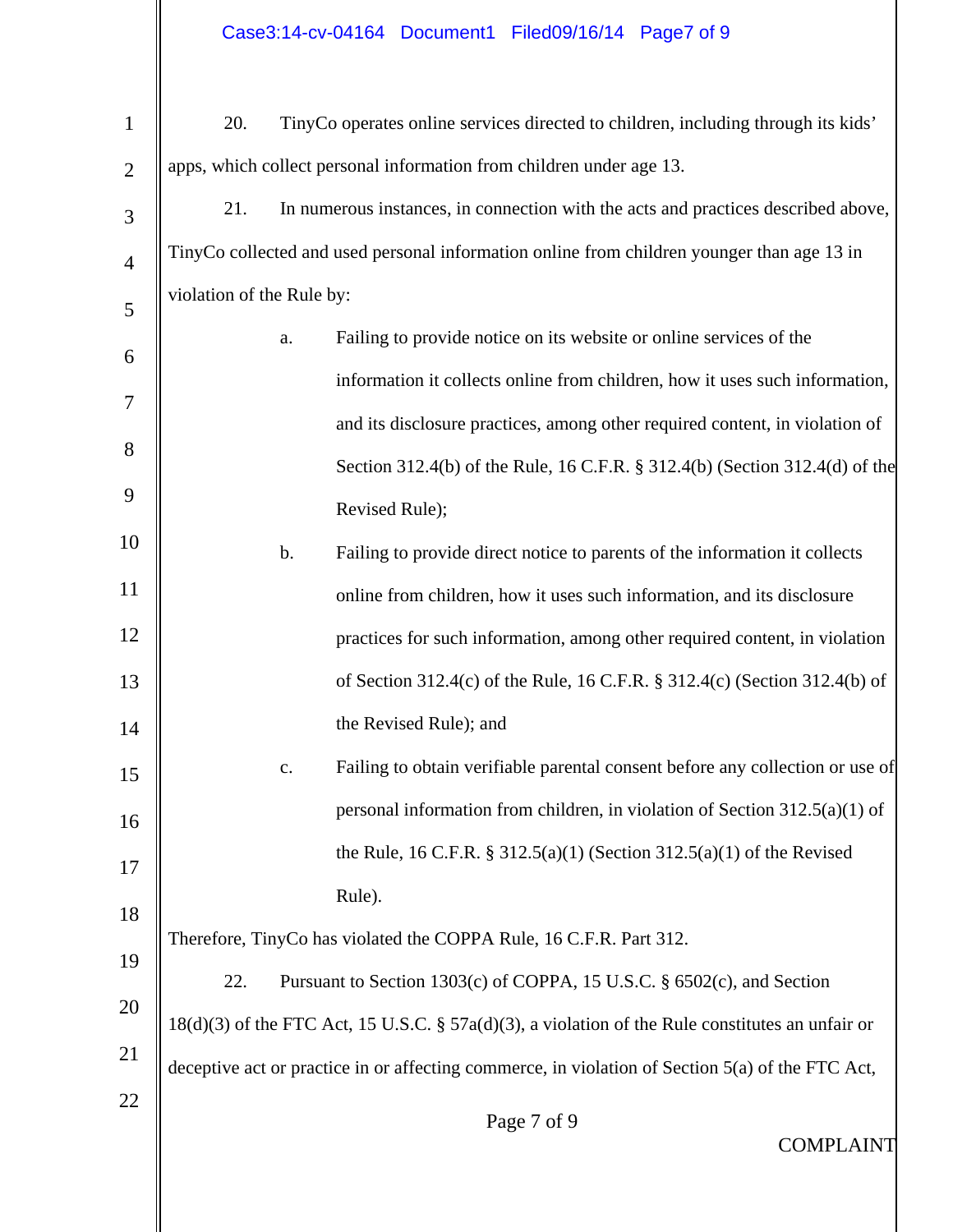20. TinyCo operates online services directed to children, including through its kids' apps, which collect personal information from children under age 13.

21. In numerous instances, in connection with the acts and practices described above, TinyCo collected and used personal information online from children younger than age 13 in violation of the Rule by:

a. Failing to provide notice on its website or online services of the information it collects online from children, how it uses such information, and its disclosure practices, among other required content, in violation of Section 312.4(b) of the Rule, 16 C.F.R. § 312.4(b) (Section 312.4(d) of the Revised Rule);

b. Failing to provide direct notice to parents of the information it collects online from children, how it uses such information, and its disclosure practices for such information, among other required content, in violation of Section 312.4(c) of the Rule, 16 C.F.R. § 312.4(c) (Section 312.4(b) of the Revised Rule); and

c. Failing to obtain verifiable parental consent before any collection or use of personal information from children, in violation of Section 312.5(a)(1) of the Rule, 16 C.F.R. § 312.5(a)(1) (Section 312.5(a)(1) of the Revised Rule).

Therefore, TinyCo has violated the COPPA Rule, 16 C.F.R. Part 312.

22. Pursuant to Section 1303(c) of COPPA, 15 U.S.C. § 6502(c), and Section 18(d)(3) of the FTC Act, 15 U.S.C. § 57a(d)(3), a violation of the Rule constitutes an unfair or deceptive act or practice in or affecting commerce, in violation of Section 5(a) of the FTC Act,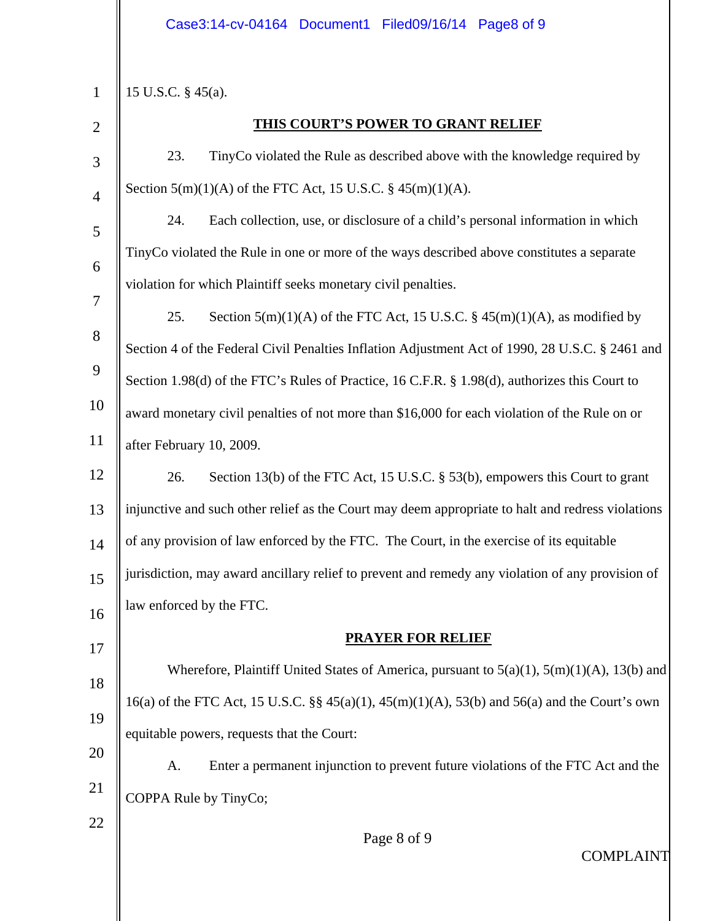15 U.S.C. § 45(a).

**THIS COURT'S POWER TO GRANT RELIEF**

23. TinyCo violated the Rule as described above with the knowledge required by Section 5(m)(1)(A) of the FTC Act, 15 U.S.C. § 45(m)(1)(A).

24. Each collection, use, or disclosure of a child's personal information in which TinyCo violated the Rule in one or more of the ways described above constitutes a separate violation for which Plaintiff seeks monetary civil penalties.

25. Section 5(m)(1)(A) of the FTC Act, 15 U.S.C. § 45(m)(1)(A), as modified by Section 4 of the Federal Civil Penalties Inflation Adjustment Act of 1990, 28 U.S.C. § 2461 and Section 1.98(d) of the FTC's Rules of Practice, 16 C.F.R. § 1.98(d), authorizes this Court to award monetary civil penalties of not more than $16,000 for each violation of the Rule on or after February 10, 2009.

26. Section 13(b) of the FTC Act, 15 U.S.C. § 53(b), empowers this Court to grant injunctive and such other relief as the Court may deem appropriate to halt and redress violations of any provision of law enforced by the FTC. The Court, in the exercise of its equitable jurisdiction, may award ancillary relief to prevent and remedy any violation of any provision of law enforced by the FTC.

**PRAYER FOR RELIEF**

Wherefore, Plaintiff United States of America, pursuant to 5(a)(1), 5(m)(1)(A), 13(b) and 16(a) of the FTC Act, 15 U.S.C. §§ 45(a)(1), 45(m)(1)(A), 53(b) and 56(a) and the Court's own equitable powers, requests that the Court:

A. Enter a permanent injunction to prevent future violations of the FTC Act and the COPPA Rule by TinyCo;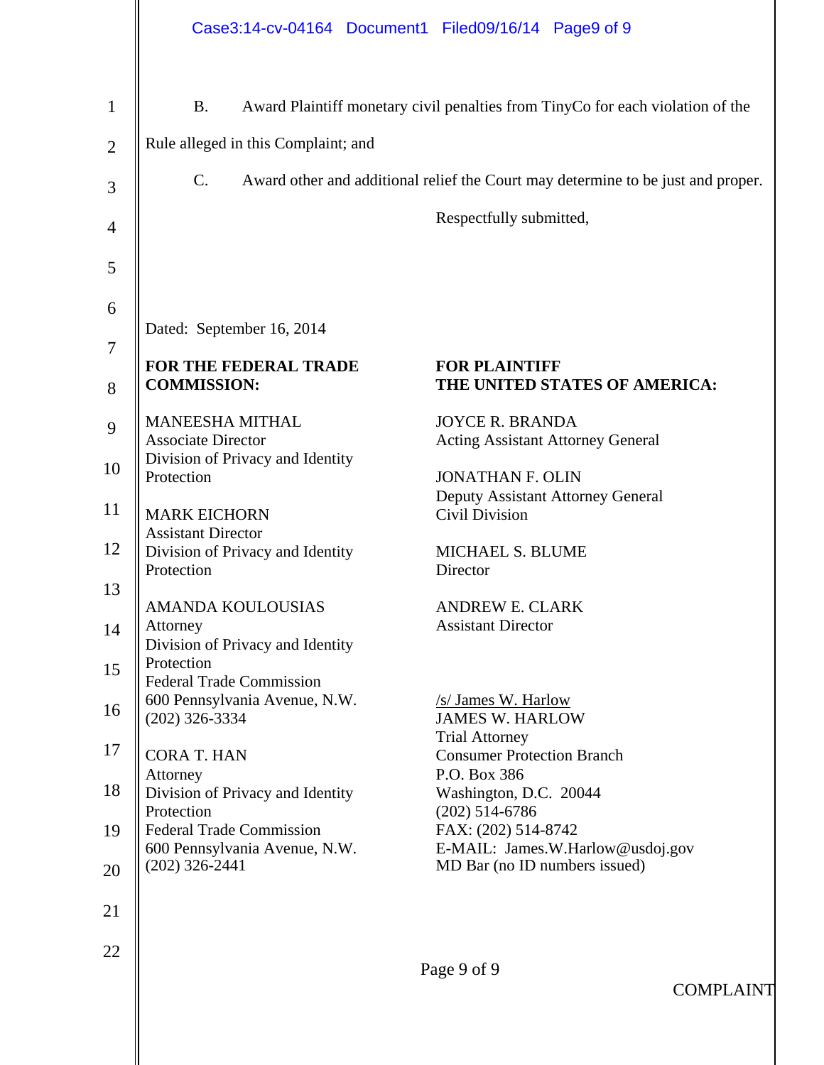B. Award Plaintiff monetary civil penalties from TinyCo for each violation of the Rule alleged in this Complaint; and

C. Award other and additional relief the Court may determine to be just and proper.

Respectfully submitted,

Dated: September 16, 2014

**FOR THE FEDERAL TRADE COMMISSION:**

MANEESHA MITHAL
Associate Director
Division of Privacy and Identity Protection

MARK EICHORN
Assistant Director
Division of Privacy and Identity Protection

AMANDA KOULOUSIAS
Attorney
Division of Privacy and Identity Protection
Federal Trade Commission
600 Pennsylvania Avenue, N.W.
(202) 326-3334

CORA T. HAN
Attorney
Division of Privacy and Identity Protection
Federal Trade Commission
600 Pennsylvania Avenue, N.W.
(202) 326-2441

**FOR PLAINTIFF THE UNITED STATES OF AMERICA:**

JOYCE R. BRANDA
Acting Assistant Attorney General

JONATHAN F. OLIN
Deputy Assistant Attorney General
Civil Division

MICHAEL S. BLUME
Director

ANDREW E. CLARK
Assistant Director

/s/ James W. Harlow
JAMES W. HARLOW
Trial Attorney
Consumer Protection Branch
P.O. Box 386
Washington, D.C. 20044
(202) 514-6786
FAX: (202) 514-8742
E-MAIL: James.W.Harlow@usdoj.gov
MD Bar (no ID numbers issued)

COMPLAINT